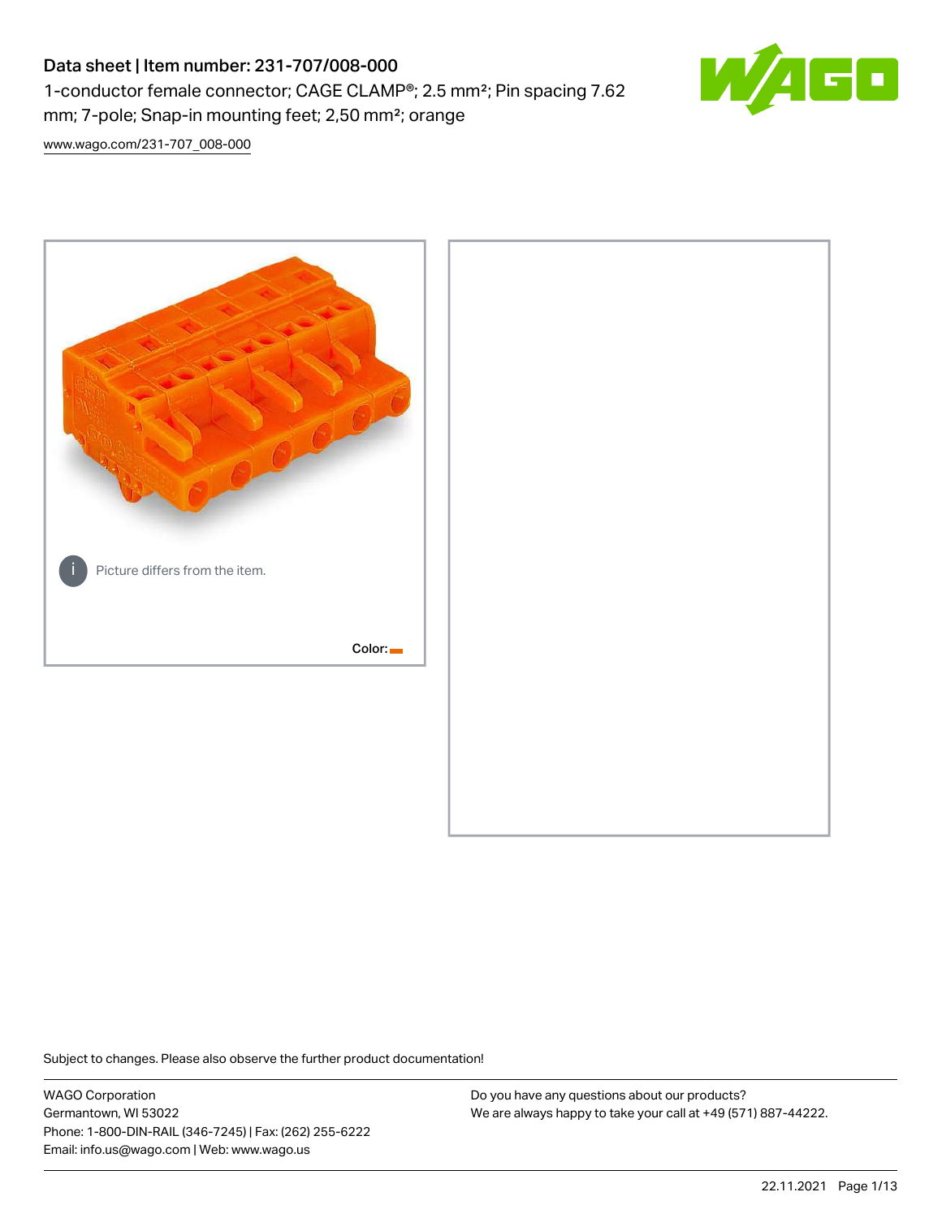# Data sheet | Item number: 231-707/008-000

1-conductor female connector; CAGE CLAMP®; 2.5 mm²; Pin spacing 7.62 mm; 7-pole; Snap-in mounting feet; 2,50 mm²; orange

www.wago.com/231-707_008-000

Picture differs from the item.

Color:

Subject to changes. Please also observe the further product documentation!

WAGO Corporation
Germantown, WI 53022
Phone: 1-800-DIN-RAIL (346-7245) | Fax: (262) 255-6222
Email: info.us@wago.com | Web: www.wago.us

Do you have any questions about our products?
We are always happy to take your call at +49 (571) 887-44222.

22.11.2021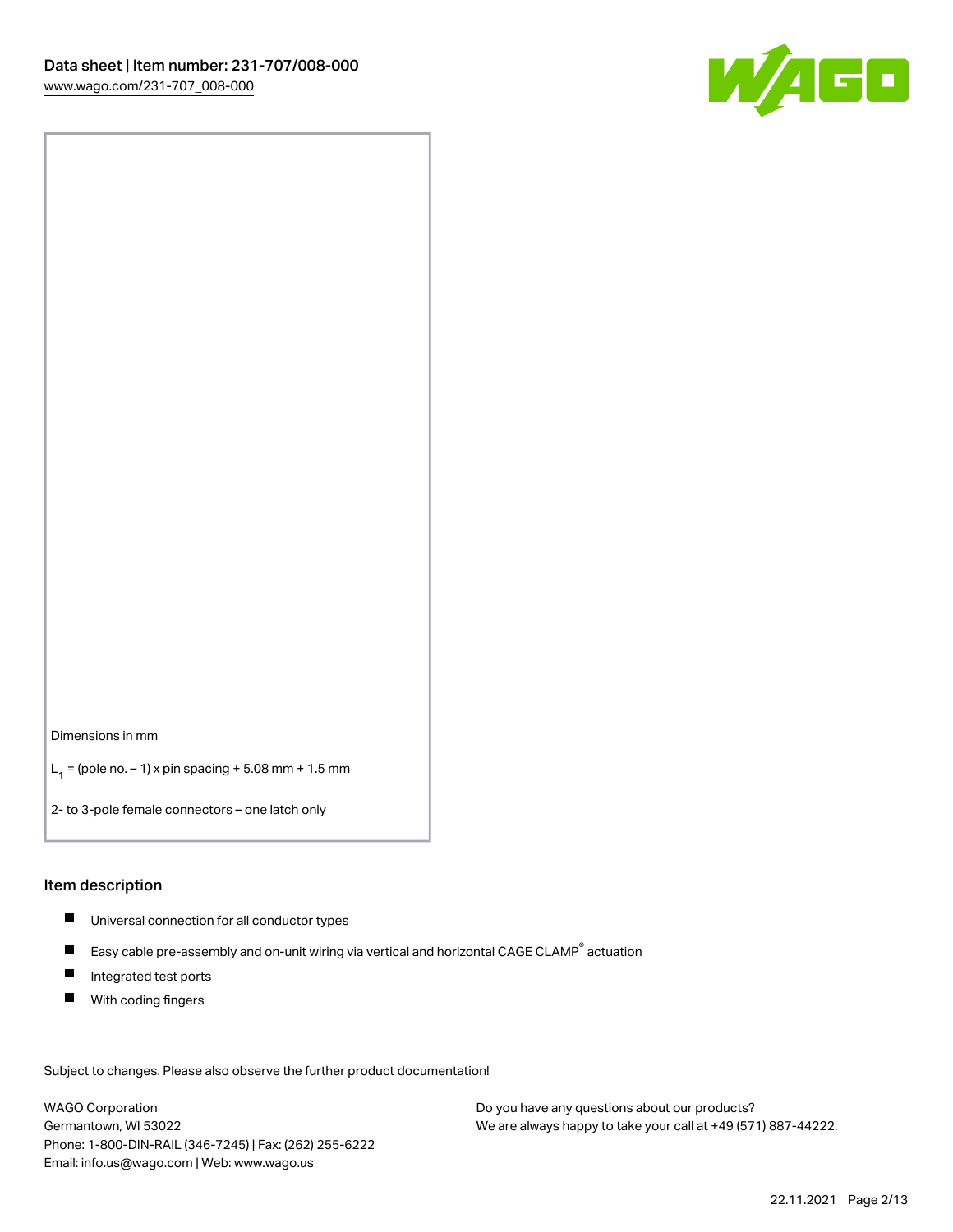Dimensions in mm

$L_1$ = (pole no. – 1) x pin spacing + 5.08 mm + 1.5 mm

2- to 3-pole female connectors – one latch only

## Item description

- Universal connection for all conductor types
- Easy cable pre-assembly and on-unit wiring via vertical and horizontal CAGE CLAMP® actuation
- Integrated test ports
- With coding fingers

Subject to changes. Please also observe the further product documentation!

WAGO Corporation
Germantown, WI 53022
Phone: 1-800-DIN-RAIL (346-7245) | Fax: (262) 255-6222
Email: info.us@wago.com | Web: www.wago.us

Do you have any questions about our products?
We are always happy to take your call at +49 (571) 887-44222.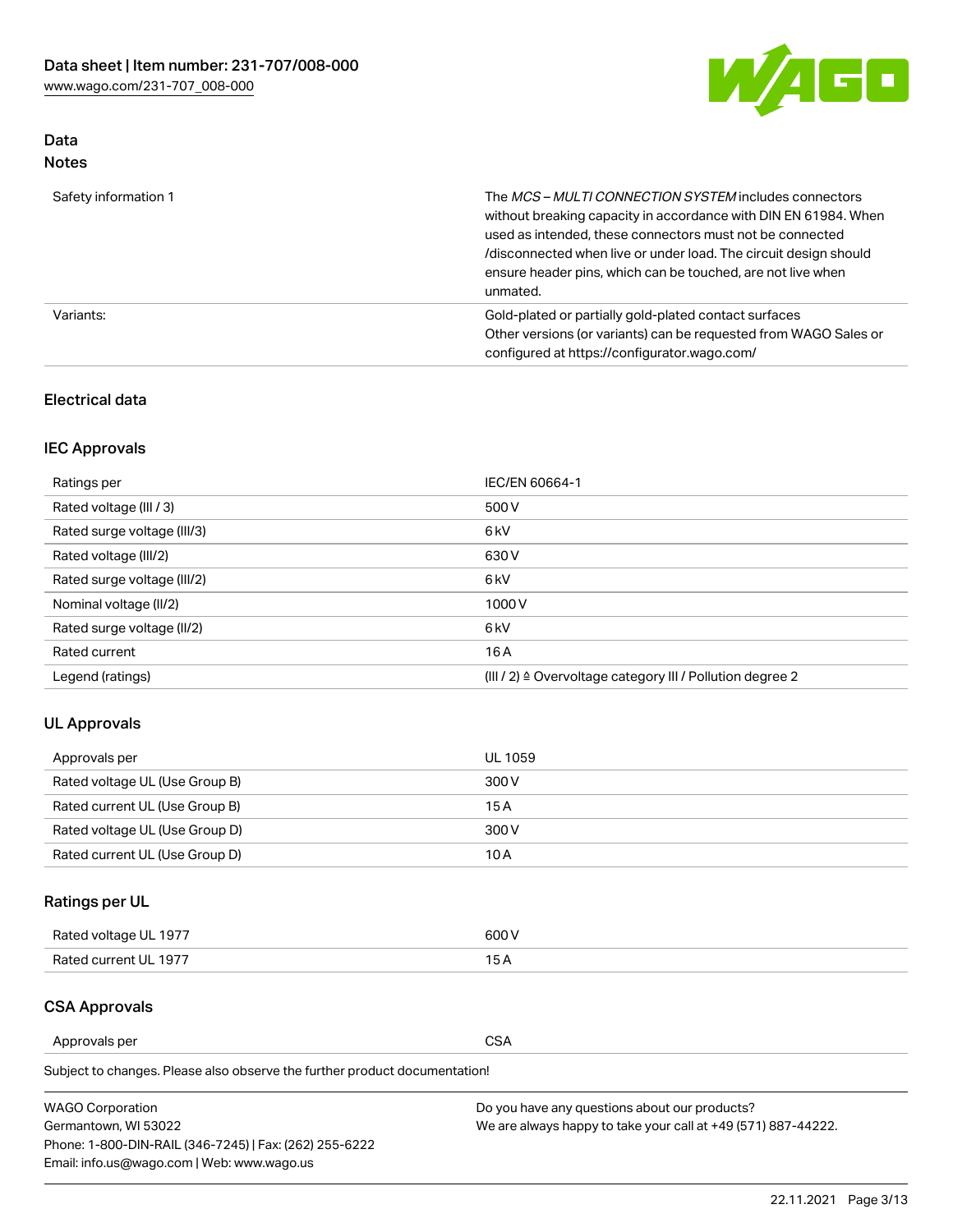## Data
### Notes

| | |
|---|---|
| Safety information 1 | The *MCS – MULTI CONNECTION SYSTEM* includes connectors without breaking capacity in accordance with DIN EN 61984. When used as intended, these connectors must not be connected /disconnected when live or under load. The circuit design should ensure header pins, which can be touched, are not live when unmated. |
| Variants: | Gold-plated or partially gold-plated contact surfaces<br>Other versions (or variants) can be requested from WAGO Sales or configured at https://configurator.wago.com/ |

### Electrical data

### IEC Approvals

| | |
|---|---|
| Ratings per | IEC/EN 60664-1 |
| Rated voltage (III / 3) | 500 V |
| Rated surge voltage (III/3) | 6 kV |
| Rated voltage (III/2) | 630 V |
| Rated surge voltage (III/2) | 6 kV |
| Nominal voltage (II/2) | 1000 V |
| Rated surge voltage (II/2) | 6 kV |
| Rated current | 16 A |
| Legend (ratings) | (III / 2) ≙ Overvoltage category III / Pollution degree 2 |

### UL Approvals

| | |
|---|---|
| Approvals per | UL 1059 |
| Rated voltage UL (Use Group B) | 300 V |
| Rated current UL (Use Group B) | 15 A |
| Rated voltage UL (Use Group D) | 300 V |
| Rated current UL (Use Group D) | 10 A |

### Ratings per UL

| | |
|---|---|
| Rated voltage UL 1977 | 600 V |
| Rated current UL 1977 | 15 A |

### CSA Approvals

| | |
|---|---|
| Approvals per | CSA |

Subject to changes. Please also observe the further product documentation!

WAGO Corporation
Germantown, WI 53022
Phone: 1-800-DIN-RAIL (346-7245) | Fax: (262) 255-6222
Email: info.us@wago.com | Web: www.wago.us

Do you have any questions about our products?
We are always happy to take your call at +49 (571) 887-44222.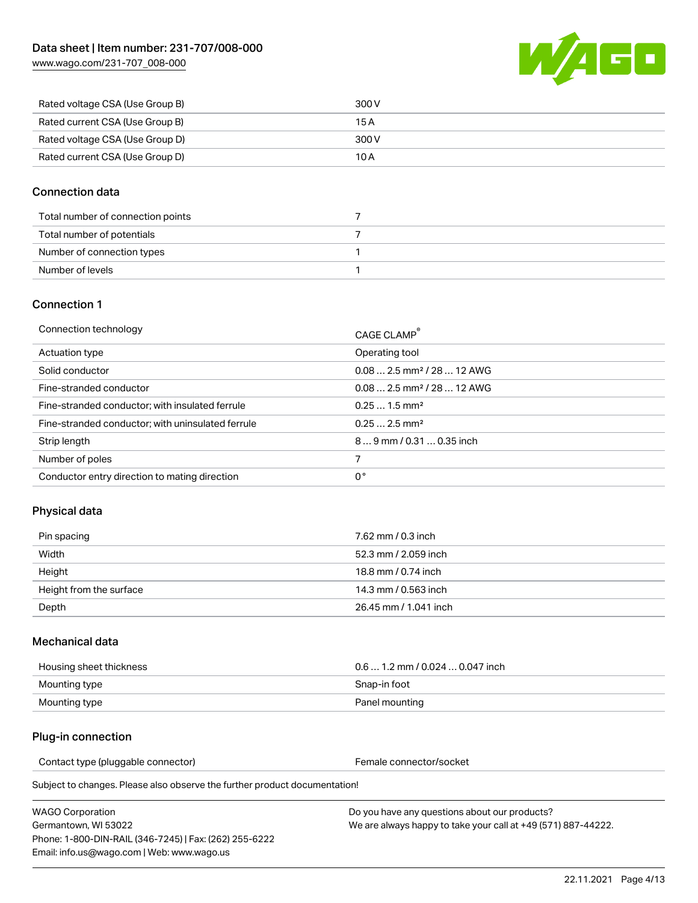| | |
|---|---|
| Rated voltage CSA (Use Group B) | 300 V |
| Rated current CSA (Use Group B) | 15 A |
| Rated voltage CSA (Use Group D) | 300 V |
| Rated current CSA (Use Group D) | 10 A |

## Connection data

| | |
|---|---|
| Total number of connection points | 7 |
| Total number of potentials | 7 |
| Number of connection types | 1 |
| Number of levels | 1 |

## Connection 1

| | |
|---|---|
| Connection technology | CAGE CLAMP® |
| Actuation type | Operating tool |
| Solid conductor | 0.08 … 2.5 mm² / 28 … 12 AWG |
| Fine-stranded conductor | 0.08 … 2.5 mm² / 28 … 12 AWG |
| Fine-stranded conductor; with insulated ferrule | 0.25 … 1.5 mm² |
| Fine-stranded conductor; with uninsulated ferrule | 0.25 … 2.5 mm² |
| Strip length | 8 … 9 mm / 0.31 … 0.35 inch |
| Number of poles | 7 |
| Conductor entry direction to mating direction | 0 ° |

## Physical data

| | |
|---|---|
| Pin spacing | 7.62 mm / 0.3 inch |
| Width | 52.3 mm / 2.059 inch |
| Height | 18.8 mm / 0.74 inch |
| Height from the surface | 14.3 mm / 0.563 inch |
| Depth | 26.45 mm / 1.041 inch |

## Mechanical data

| | |
|---|---|
| Housing sheet thickness | 0.6 … 1.2 mm / 0.024 … 0.047 inch |
| Mounting type | Snap-in foot |
| Mounting type | Panel mounting |

## Plug-in connection

| | |
|---|---|
| Contact type (pluggable connector) | Female connector/socket |

Subject to changes. Please also observe the further product documentation!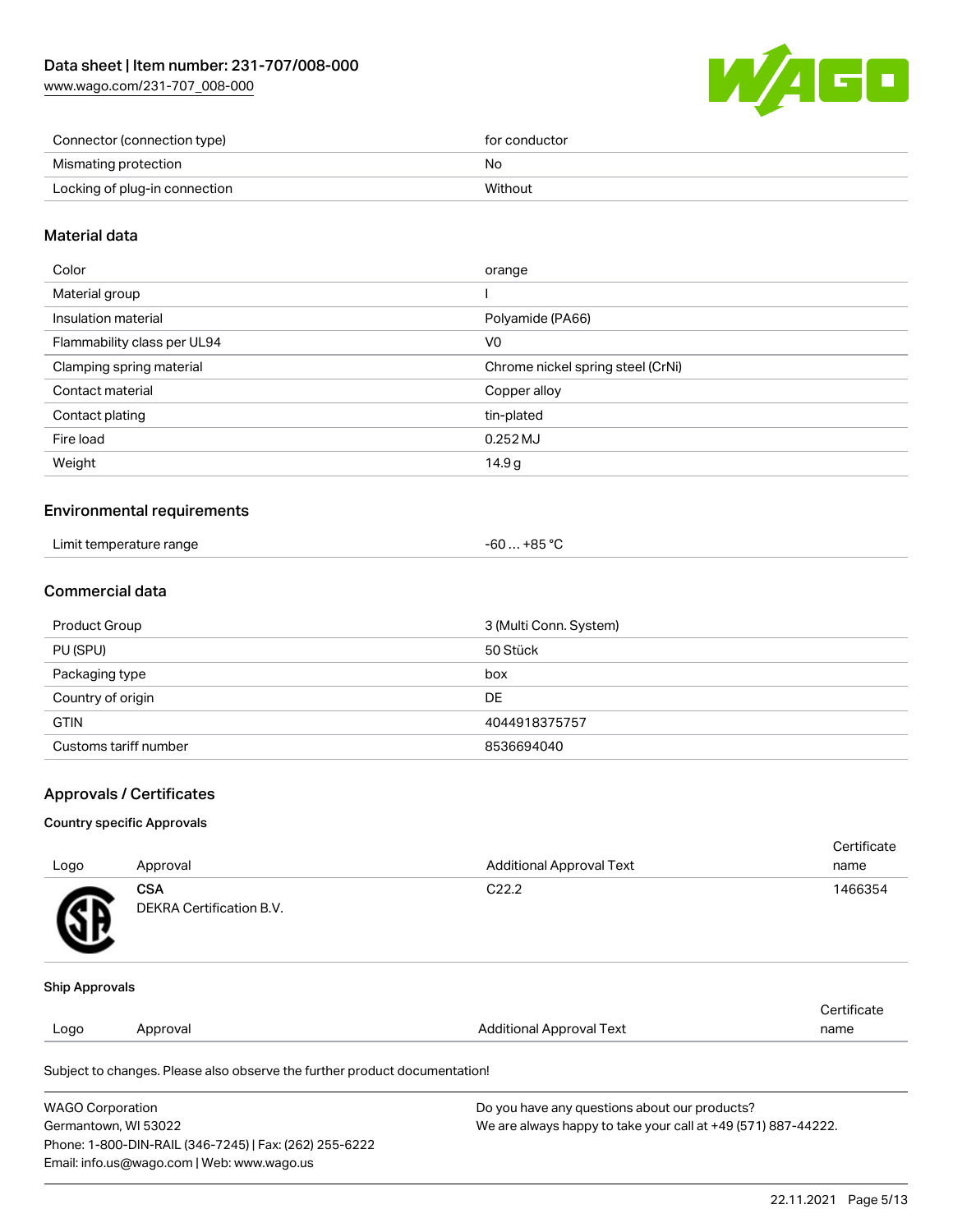| Connector (connection type) | for conductor |
| --- | --- |
| Mismating protection | No |
| Locking of plug-in connection | Without |

## Material data

| Color | orange |
| --- | --- |
| Material group | I |
| Insulation material | Polyamide (PA66) |
| Flammability class per UL94 | V0 |
| Clamping spring material | Chrome nickel spring steel (CrNi) |
| Contact material | Copper alloy |
| Contact plating | tin-plated |
| Fire load | 0.252 MJ |
| Weight | 14.9 g |

## Environmental requirements

| Limit temperature range | -60 … +85 °C |
| --- | --- |

## Commercial data

| Product Group | 3 (Multi Conn. System) |
| --- | --- |
| PU (SPU) | 50 Stück |
| Packaging type | box |
| Country of origin | DE |
| GTIN | 4044918375757 |
| Customs tariff number | 8536694040 |

## Approvals / Certificates

### Country specific Approvals

| Logo | Approval | Additional Approval Text | Certificate name |
| --- | --- | --- | --- |
| | **CSA** DEKRA Certification B.V. | C22.2 | 1466354 |

### Ship Approvals

| Logo | Approval | Additional Approval Text | Certificate name |
| --- | --- | --- | --- |

Subject to changes. Please also observe the further product documentation!

WAGO Corporation
Germantown, WI 53022
Phone: 1-800-DIN-RAIL (346-7245) | Fax: (262) 255-6222
Email: info.us@wago.com | Web: www.wago.us

Do you have any questions about our products?
We are always happy to take your call at +49 (571) 887-44222.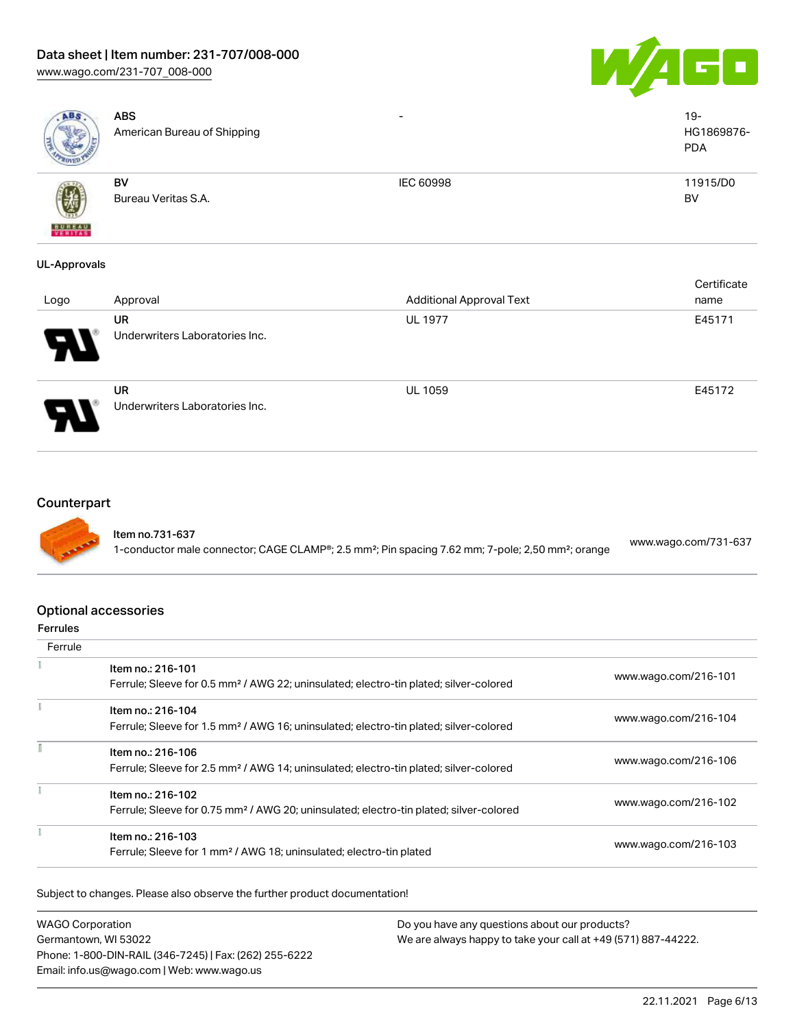| | Approval | Additional Approval Text | Certificate name |
|---|---|---|---|
| | **ABS**<br>American Bureau of Shipping | - | 19-HG1869876-PDA |
| | **BV**<br>Bureau Veritas S.A. | IEC 60998 | 11915/D0 BV |

### UL-Approvals

| Logo | Approval | Additional Approval Text | Certificate name |
|---|---|---|---|
| | **UR**<br>Underwriters Laboratories Inc. | UL 1977 | E45171 |
| | **UR**<br>Underwriters Laboratories Inc. | UL 1059 | E45172 |

## Counterpart

| | | |
|---|---|---|
| | **Item no.731-637**<br>1-conductor male connector; CAGE CLAMP®; 2.5 mm²; Pin spacing 7.62 mm; 7-pole; 2,50 mm²; orange | www.wago.com/731-637 |

## Optional accessories

### Ferrules

| Ferrule | | |
|---|---|---|
| | Item no.: 216-101<br>Ferrule; Sleeve for 0.5 mm² / AWG 22; uninsulated; electro-tin plated; silver-colored | www.wago.com/216-101 |
| | Item no.: 216-104<br>Ferrule; Sleeve for 1.5 mm² / AWG 16; uninsulated; electro-tin plated; silver-colored | www.wago.com/216-104 |
| | Item no.: 216-106<br>Ferrule; Sleeve for 2.5 mm² / AWG 14; uninsulated; electro-tin plated; silver-colored | www.wago.com/216-106 |
| | Item no.: 216-102<br>Ferrule; Sleeve for 0.75 mm² / AWG 20; uninsulated; electro-tin plated; silver-colored | www.wago.com/216-102 |
| | Item no.: 216-103<br>Ferrule; Sleeve for 1 mm² / AWG 18; uninsulated; electro-tin plated | www.wago.com/216-103 |

Subject to changes. Please also observe the further product documentation!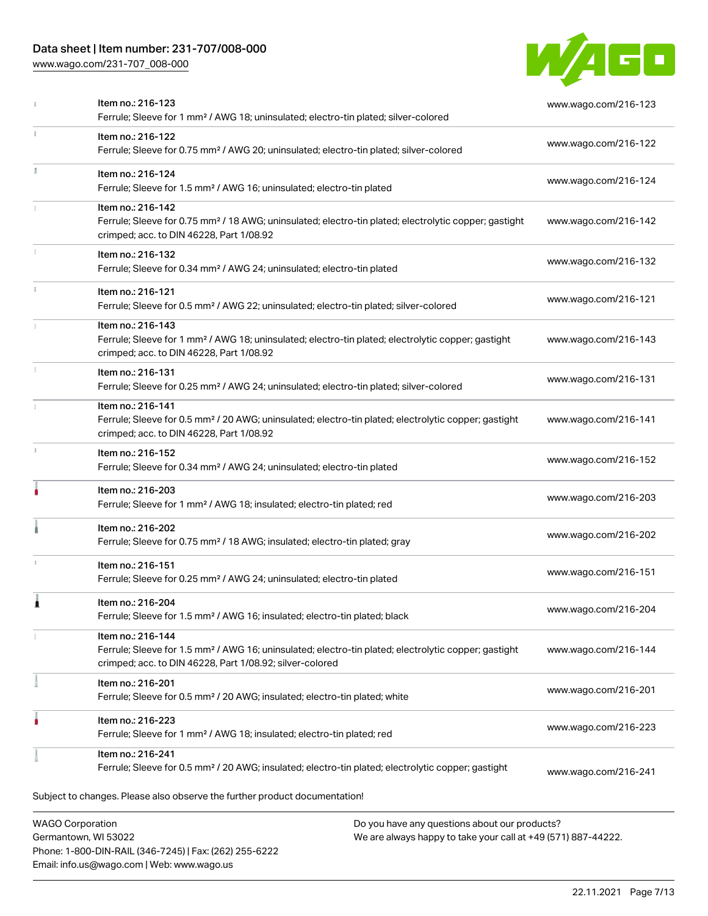| Item | Description | Link |
|---|---|---|
| | Item no.: 216-123<br>Ferrule; Sleeve for 1 mm² / AWG 18; uninsulated; electro-tin plated; silver-colored | www.wago.com/216-123 |
| | Item no.: 216-122<br>Ferrule; Sleeve for 0.75 mm² / AWG 20; uninsulated; electro-tin plated; silver-colored | www.wago.com/216-122 |
| | Item no.: 216-124<br>Ferrule; Sleeve for 1.5 mm² / AWG 16; uninsulated; electro-tin plated | www.wago.com/216-124 |
| | Item no.: 216-142<br>Ferrule; Sleeve for 0.75 mm² / 18 AWG; uninsulated; electro-tin plated; electrolytic copper; gastight crimped; acc. to DIN 46228, Part 1/08.92 | www.wago.com/216-142 |
| | Item no.: 216-132<br>Ferrule; Sleeve for 0.34 mm² / AWG 24; uninsulated; electro-tin plated | www.wago.com/216-132 |
| | Item no.: 216-121<br>Ferrule; Sleeve for 0.5 mm² / AWG 22; uninsulated; electro-tin plated; silver-colored | www.wago.com/216-121 |
| | Item no.: 216-143<br>Ferrule; Sleeve for 1 mm² / AWG 18; uninsulated; electro-tin plated; electrolytic copper; gastight crimped; acc. to DIN 46228, Part 1/08.92 | www.wago.com/216-143 |
| | Item no.: 216-131<br>Ferrule; Sleeve for 0.25 mm² / AWG 24; uninsulated; electro-tin plated; silver-colored | www.wago.com/216-131 |
| | Item no.: 216-141<br>Ferrule; Sleeve for 0.5 mm² / 20 AWG; uninsulated; electro-tin plated; electrolytic copper; gastight crimped; acc. to DIN 46228, Part 1/08.92 | www.wago.com/216-141 |
| | Item no.: 216-152<br>Ferrule; Sleeve for 0.34 mm² / AWG 24; uninsulated; electro-tin plated | www.wago.com/216-152 |
| | Item no.: 216-203<br>Ferrule; Sleeve for 1 mm² / AWG 18; insulated; electro-tin plated; red | www.wago.com/216-203 |
| | Item no.: 216-202<br>Ferrule; Sleeve for 0.75 mm² / 18 AWG; insulated; electro-tin plated; gray | www.wago.com/216-202 |
| | Item no.: 216-151<br>Ferrule; Sleeve for 0.25 mm² / AWG 24; uninsulated; electro-tin plated | www.wago.com/216-151 |
| | Item no.: 216-204<br>Ferrule; Sleeve for 1.5 mm² / AWG 16; insulated; electro-tin plated; black | www.wago.com/216-204 |
| | Item no.: 216-144<br>Ferrule; Sleeve for 1.5 mm² / AWG 16; uninsulated; electro-tin plated; electrolytic copper; gastight crimped; acc. to DIN 46228, Part 1/08.92; silver-colored | www.wago.com/216-144 |
| | Item no.: 216-201<br>Ferrule; Sleeve for 0.5 mm² / 20 AWG; insulated; electro-tin plated; white | www.wago.com/216-201 |
| | Item no.: 216-223<br>Ferrule; Sleeve for 1 mm² / AWG 18; insulated; electro-tin plated; red | www.wago.com/216-223 |
| | Item no.: 216-241<br>Ferrule; Sleeve for 0.5 mm² / 20 AWG; insulated; electro-tin plated; electrolytic copper; gastight | www.wago.com/216-241 |

Subject to changes. Please also observe the further product documentation!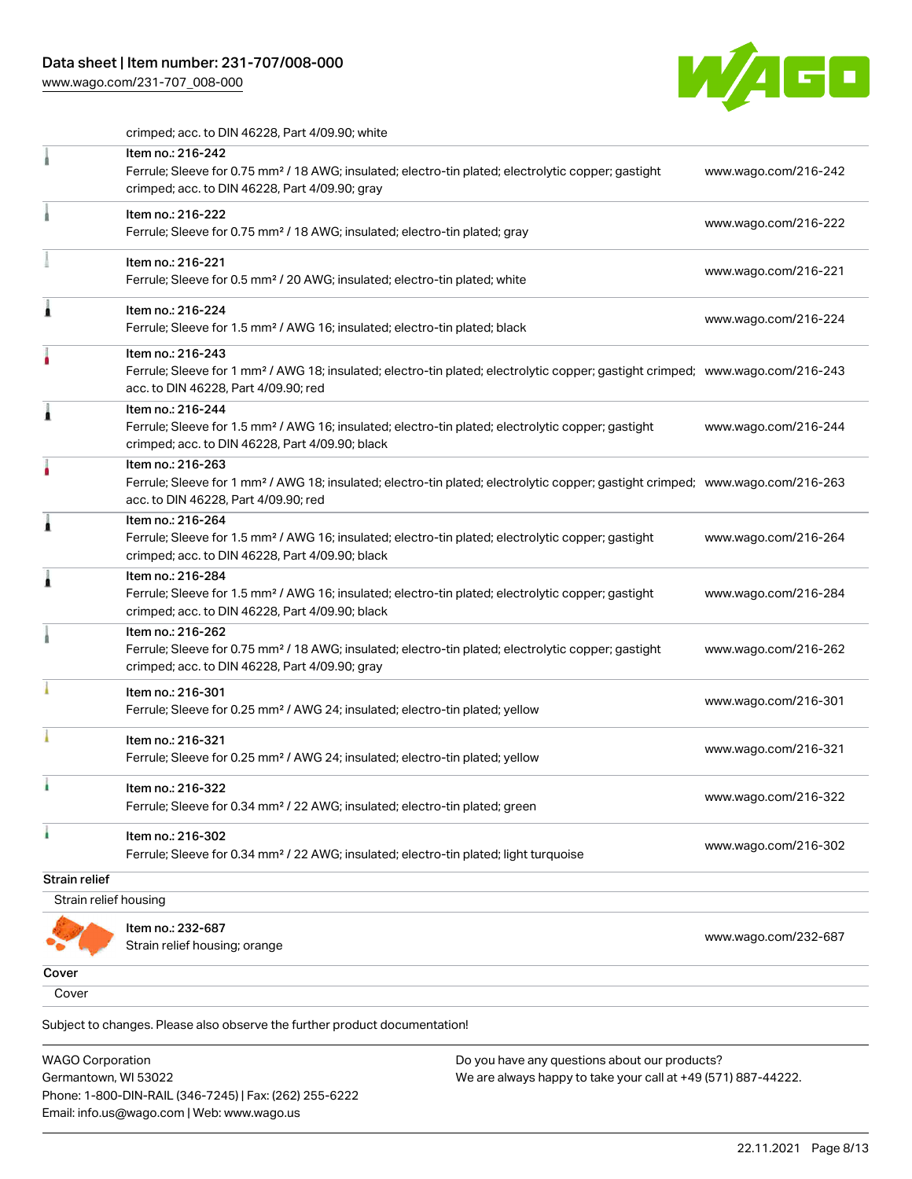crimped; acc. to DIN 46228, Part 4/09.90; white

| Item | URL |
|---|---|
| Item no.: 216-242<br>Ferrule; Sleeve for 0.75 mm² / 18 AWG; insulated; electro-tin plated; electrolytic copper; gastight crimped; acc. to DIN 46228, Part 4/09.90; gray | www.wago.com/216-242 |
| Item no.: 216-222<br>Ferrule; Sleeve for 0.75 mm² / 18 AWG; insulated; electro-tin plated; gray | www.wago.com/216-222 |
| Item no.: 216-221<br>Ferrule; Sleeve for 0.5 mm² / 20 AWG; insulated; electro-tin plated; white | www.wago.com/216-221 |
| Item no.: 216-224<br>Ferrule; Sleeve for 1.5 mm² / AWG 16; insulated; electro-tin plated; black | www.wago.com/216-224 |
| Item no.: 216-243<br>Ferrule; Sleeve for 1 mm² / AWG 18; insulated; electro-tin plated; electrolytic copper; gastight crimped; acc. to DIN 46228, Part 4/09.90; red | www.wago.com/216-243 |
| Item no.: 216-244<br>Ferrule; Sleeve for 1.5 mm² / AWG 16; insulated; electro-tin plated; electrolytic copper; gastight crimped; acc. to DIN 46228, Part 4/09.90; black | www.wago.com/216-244 |
| Item no.: 216-263<br>Ferrule; Sleeve for 1 mm² / AWG 18; insulated; electro-tin plated; electrolytic copper; gastight crimped; acc. to DIN 46228, Part 4/09.90; red | www.wago.com/216-263 |
| Item no.: 216-264<br>Ferrule; Sleeve for 1.5 mm² / AWG 16; insulated; electro-tin plated; electrolytic copper; gastight crimped; acc. to DIN 46228, Part 4/09.90; black | www.wago.com/216-264 |
| Item no.: 216-284<br>Ferrule; Sleeve for 1.5 mm² / AWG 16; insulated; electro-tin plated; electrolytic copper; gastight crimped; acc. to DIN 46228, Part 4/09.90; black | www.wago.com/216-284 |
| Item no.: 216-262<br>Ferrule; Sleeve for 0.75 mm² / 18 AWG; insulated; electro-tin plated; electrolytic copper; gastight crimped; acc. to DIN 46228, Part 4/09.90; gray | www.wago.com/216-262 |
| Item no.: 216-301<br>Ferrule; Sleeve for 0.25 mm² / AWG 24; insulated; electro-tin plated; yellow | www.wago.com/216-301 |
| Item no.: 216-321<br>Ferrule; Sleeve for 0.25 mm² / AWG 24; insulated; electro-tin plated; yellow | www.wago.com/216-321 |
| Item no.: 216-322<br>Ferrule; Sleeve for 0.34 mm² / 22 AWG; insulated; electro-tin plated; green | www.wago.com/216-322 |
| Item no.: 216-302<br>Ferrule; Sleeve for 0.34 mm² / 22 AWG; insulated; electro-tin plated; light turquoise | www.wago.com/216-302 |

## Strain relief

Strain relief housing

| Item | URL |
|---|---|
| Item no.: 232-687<br>Strain relief housing; orange | www.wago.com/232-687 |

## Cover

Cover

Subject to changes. Please also observe the further product documentation!

WAGO Corporation
Germantown, WI 53022
Phone: 1-800-DIN-RAIL (346-7245) | Fax: (262) 255-6222
Email: info.us@wago.com | Web: www.wago.us

Do you have any questions about our products?
We are always happy to take your call at +49 (571) 887-44222.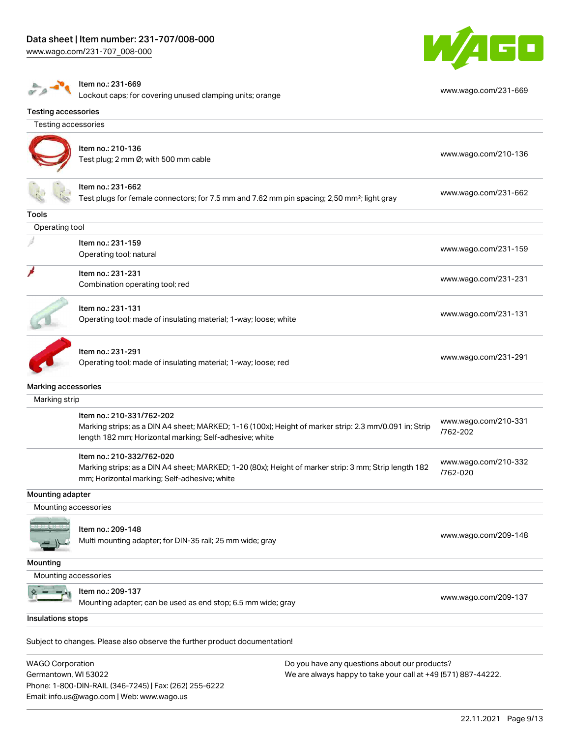| | |
|---|---|
| Item no.: 231-669<br>Lockout caps; for covering unused clamping units; orange | www.wago.com/231-669 |

**Testing accessories**

Testing accessories

| | |
|---|---|
| Item no.: 210-136<br>Test plug; 2 mm Ø; with 500 mm cable | www.wago.com/210-136 |
| Item no.: 231-662<br>Test plugs for female connectors; for 7.5 mm and 7.62 mm pin spacing; 2,50 mm²; light gray | www.wago.com/231-662 |

**Tools**

Operating tool

| | |
|---|---|
| Item no.: 231-159<br>Operating tool; natural | www.wago.com/231-159 |
| Item no.: 231-231<br>Combination operating tool; red | www.wago.com/231-231 |
| Item no.: 231-131<br>Operating tool; made of insulating material; 1-way; loose; white | www.wago.com/231-131 |
| Item no.: 231-291<br>Operating tool; made of insulating material; 1-way; loose; red | www.wago.com/231-291 |

**Marking accessories**

Marking strip

| | |
|---|---|
| Item no.: 210-331/762-202<br>Marking strips; as a DIN A4 sheet; MARKED; 1-16 (100x); Height of marker strip: 2.3 mm/0.091 in; Strip length 182 mm; Horizontal marking; Self-adhesive; white | www.wago.com/210-331/762-202 |
| Item no.: 210-332/762-020<br>Marking strips; as a DIN A4 sheet; MARKED; 1-20 (80x); Height of marker strip: 3 mm; Strip length 182 mm; Horizontal marking; Self-adhesive; white | www.wago.com/210-332/762-020 |

**Mounting adapter**

Mounting accessories

| | |
|---|---|
| Item no.: 209-148<br>Multi mounting adapter; for DIN-35 rail; 25 mm wide; gray | www.wago.com/209-148 |

**Mounting**

Mounting accessories

| | |
|---|---|
| Item no.: 209-137<br>Mounting adapter; can be used as end stop; 6.5 mm wide; gray | www.wago.com/209-137 |

**Insulations stops**

Subject to changes. Please also observe the further product documentation!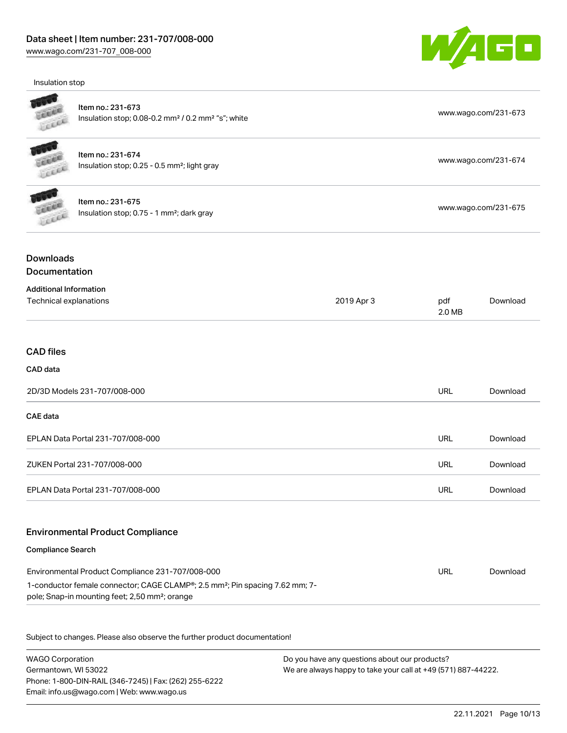Insulation stop

| | | |
|---|---|---|
| Item no.: 231-673<br>Insulation stop; 0.08-0.2 mm² / 0.2 mm² "s"; white | | www.wago.com/231-673 |
| Item no.: 231-674<br>Insulation stop; 0.25 - 0.5 mm²; light gray | | www.wago.com/231-674 |
| Item no.: 231-675<br>Insulation stop; 0.75 - 1 mm²; dark gray | | www.wago.com/231-675 |

## Downloads

### Documentation

**Additional Information**

| | | | |
|---|---|---|---|
| Technical explanations | 2019 Apr 3 | pdf<br>2.0 MB | Download |

### CAD files

**CAD data**

| | | |
|---|---|---|
| 2D/3D Models 231-707/008-000 | URL | Download |

**CAE data**

| | | |
|---|---|---|
| EPLAN Data Portal 231-707/008-000 | URL | Download |
| ZUKEN Portal 231-707/008-000 | URL | Download |
| EPLAN Data Portal 231-707/008-000 | URL | Download |

### Environmental Product Compliance

**Compliance Search**

| | | |
|---|---|---|
| Environmental Product Compliance 231-707/008-000<br>1-conductor female connector; CAGE CLAMP®; 2.5 mm²; Pin spacing 7.62 mm; 7-pole; Snap-in mounting feet; 2,50 mm²; orange | URL | Download |

Subject to changes. Please also observe the further product documentation!

WAGO Corporation
Germantown, WI 53022
Phone: 1-800-DIN-RAIL (346-7245) | Fax: (262) 255-6222
Email: info.us@wago.com | Web: www.wago.us

Do you have any questions about our products?
We are always happy to take your call at +49 (571) 887-44222.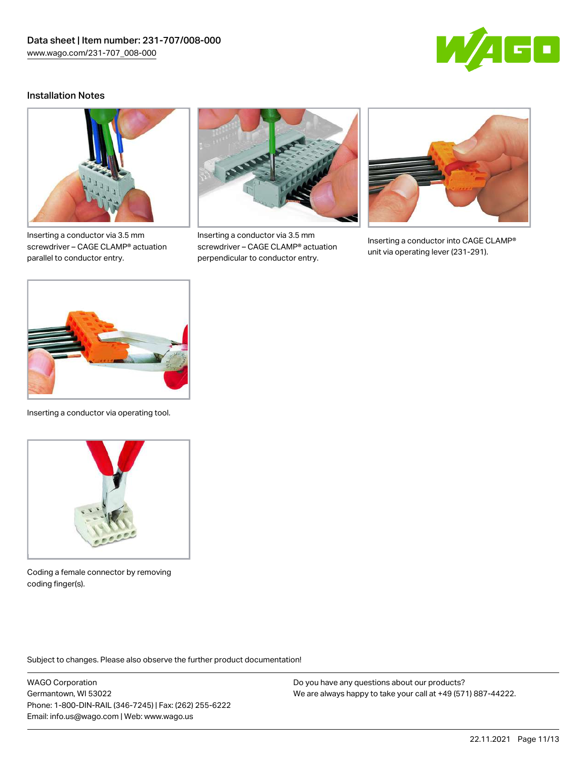## Installation Notes

Inserting a conductor via 3.5 mm screwdriver – CAGE CLAMP® actuation parallel to conductor entry.

Inserting a conductor via 3.5 mm screwdriver – CAGE CLAMP® actuation perpendicular to conductor entry.

Inserting a conductor into CAGE CLAMP® unit via operating lever (231-291).

Inserting a conductor via operating tool.

Coding a female connector by removing coding finger(s).

Subject to changes. Please also observe the further product documentation!

WAGO Corporation
Germantown, WI 53022
Phone: 1-800-DIN-RAIL (346-7245) | Fax: (262) 255-6222
Email: info.us@wago.com | Web: www.wago.us

Do you have any questions about our products?
We are always happy to take your call at +49 (571) 887-44222.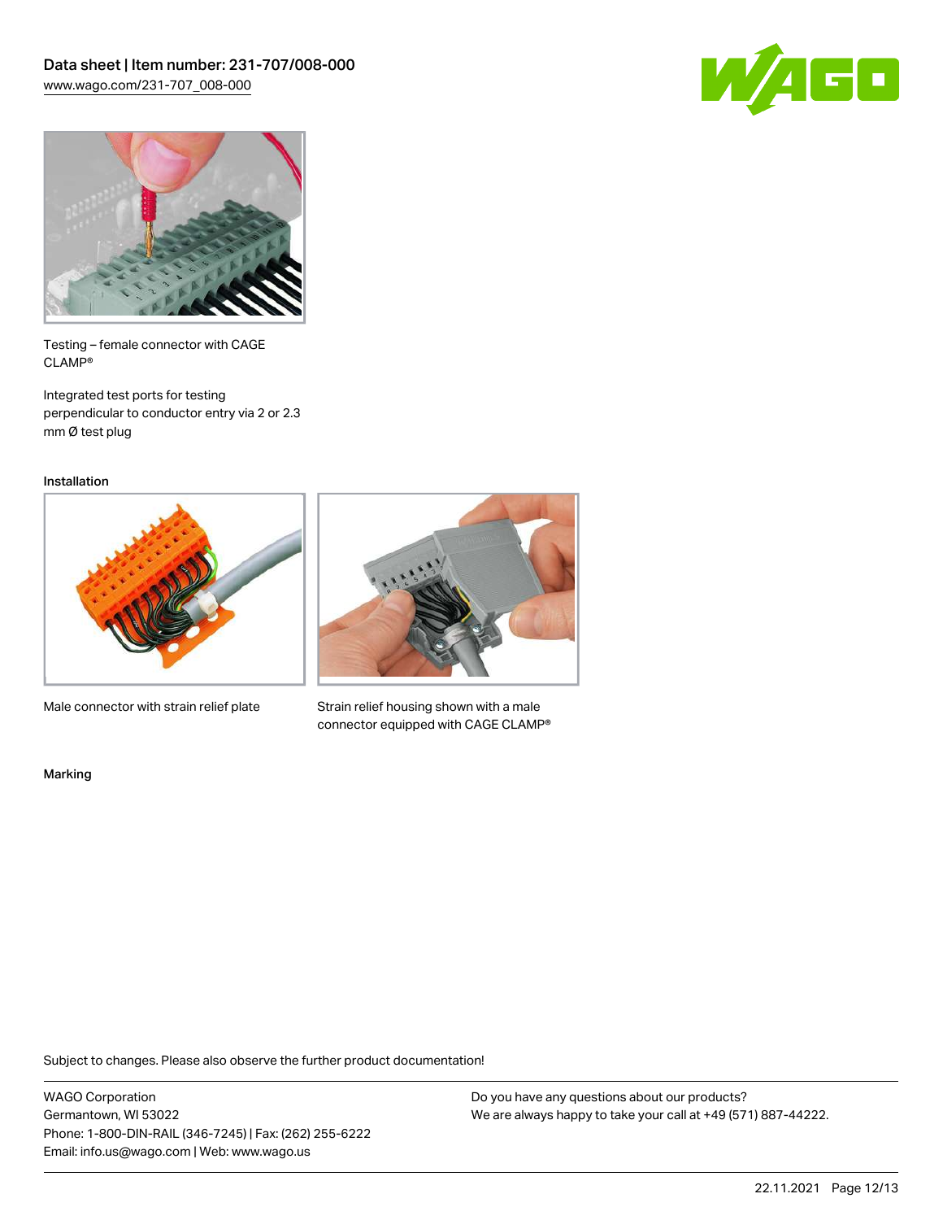Testing – female connector with CAGE CLAMP®

Integrated test ports for testing perpendicular to conductor entry via 2 or 2.3 mm Ø test plug

Installation

Male connector with strain relief plate

Strain relief housing shown with a male connector equipped with CAGE CLAMP®

Marking

Subject to changes. Please also observe the further product documentation!

WAGO Corporation
Germantown, WI 53022
Phone: 1-800-DIN-RAIL (346-7245) | Fax: (262) 255-6222
Email: info.us@wago.com | Web: www.wago.us

Do you have any questions about our products?
We are always happy to take your call at +49 (571) 887-44222.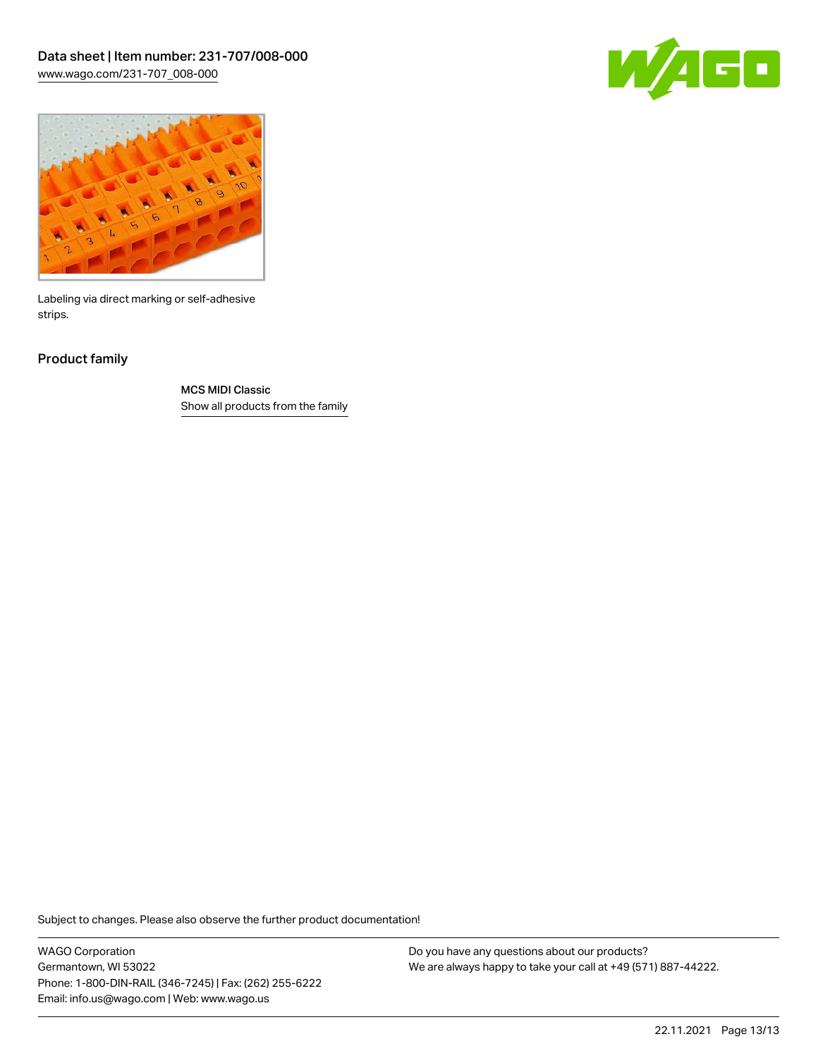Labeling via direct marking or self-adhesive strips.

## Product family

**MCS MIDI Classic**

Show all products from the family

Subject to changes. Please also observe the further product documentation!

WAGO Corporation
Germantown, WI 53022
Phone: 1-800-DIN-RAIL (346-7245) | Fax: (262) 255-6222
Email: info.us@wago.com | Web: www.wago.us

Do you have any questions about our products?
We are always happy to take your call at +49 (571) 887-44222.